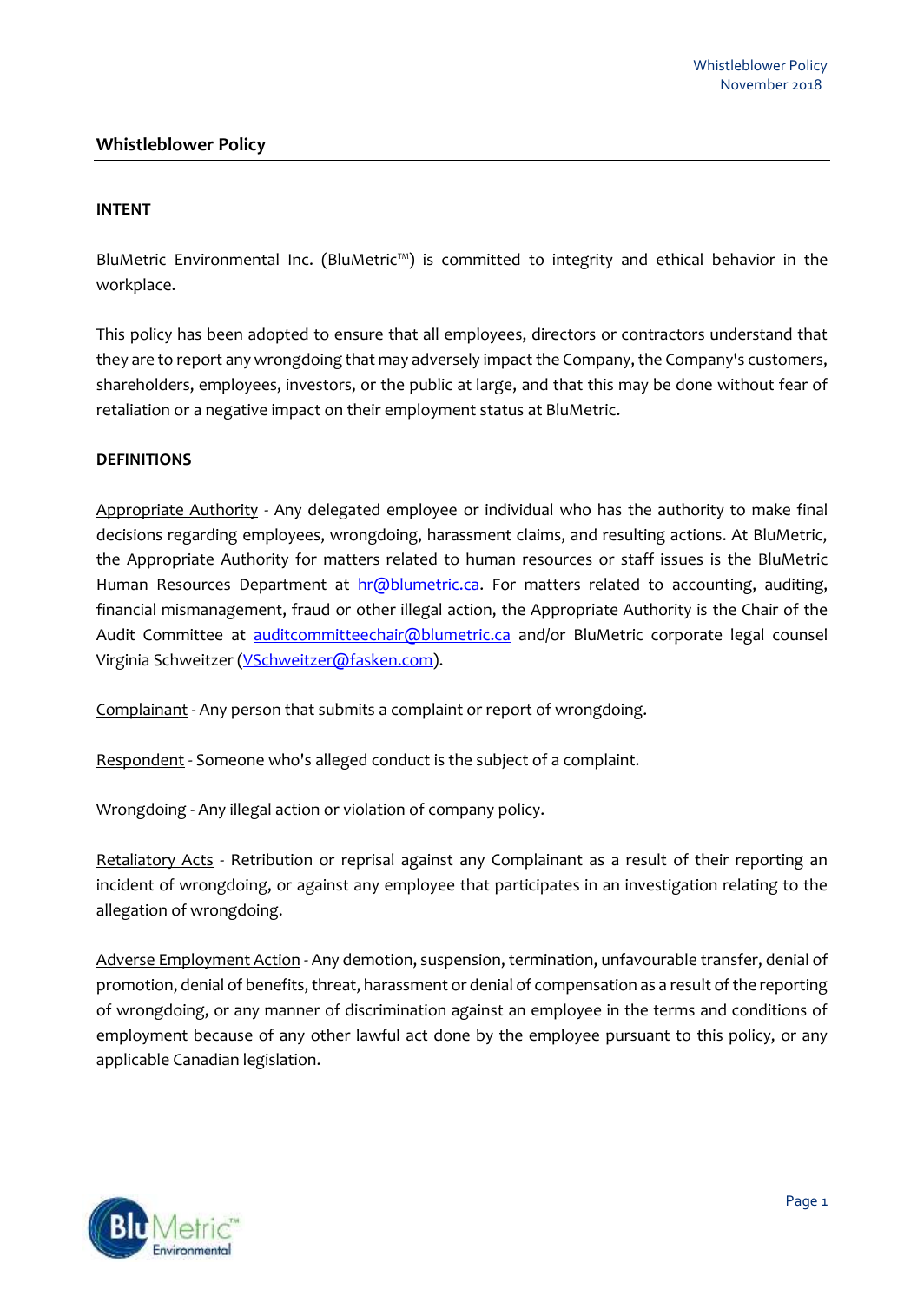## Whistleblower Policy

### INTENT

BluMetric Environmental Inc. (BluMetric™) is committed to integrity and ethical behavior in the workplace.

This policy has been adopted to ensure that all employees, directors or contractors understand that they are to report any wrongdoing that may adversely impact the Company, the Company's customers, shareholders, employees, investors, or the public at large, and that this may be done without fear of retaliation or a negative impact on their employment status at BluMetric.

### DEFINITIONS

Appropriate Authority - Any delegated employee or individual who has the authority to make final decisions regarding employees, wrongdoing, harassment claims, and resulting actions. At BluMetric, the Appropriate Authority for matters related to human resources or staff issues is the BluMetric Human Resources Department at hr@blumetric.ca. For matters related to accounting, auditing, financial mismanagement, fraud or other illegal action, the Appropriate Authority is the Chair of the Audit Committee at auditcommitteechair@blumetric.ca and/or BluMetric corporate legal counsel Virginia Schweitzer (VSchweitzer@fasken.com).

Complainant - Any person that submits a complaint or report of wrongdoing.

Respondent - Someone who's alleged conduct is the subject of a complaint.

Wrongdoing - Any illegal action or violation of company policy.

Retaliatory Acts - Retribution or reprisal against any Complainant as a result of their reporting an incident of wrongdoing, or against any employee that participates in an investigation relating to the allegation of wrongdoing.

Adverse Employment Action - Any demotion, suspension, termination, unfavourable transfer, denial of promotion, denial of benefits, threat, harassment or denial of compensation as a result of the reporting of wrongdoing, or any manner of discrimination against an employee in the terms and conditions of employment because of any other lawful act done by the employee pursuant to this policy, or any applicable Canadian legislation.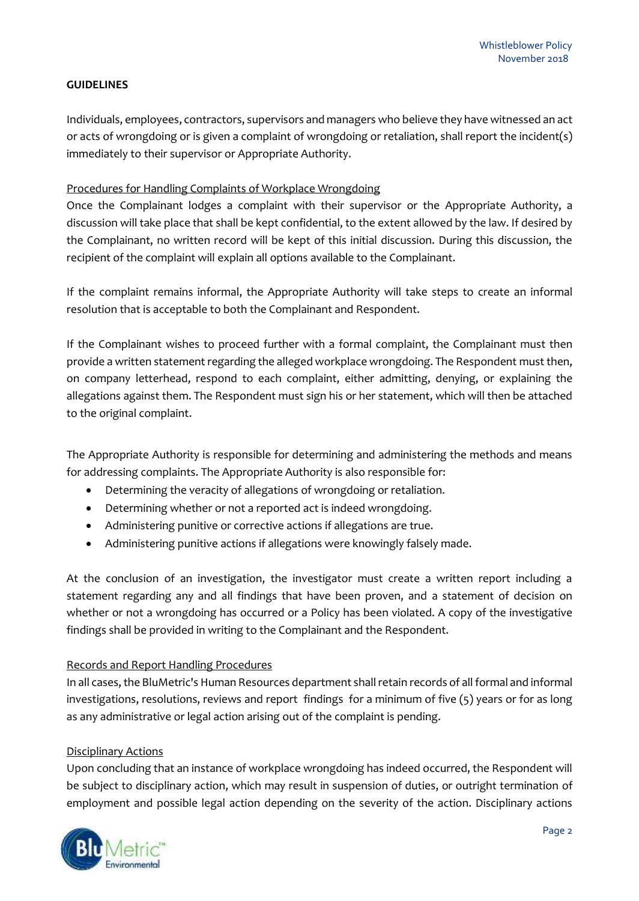**GUIDELINES**

Individuals, employees, contractors, supervisors and managers who believe they have witnessed an act or acts of wrongdoing or is given a complaint of wrongdoing or retaliation, shall report the incident(s) immediately to their supervisor or Appropriate Authority.

Procedures for Handling Complaints of Workplace Wrongdoing

Once the Complainant lodges a complaint with their supervisor or the Appropriate Authority, a discussion will take place that shall be kept confidential, to the extent allowed by the law. If desired by the Complainant, no written record will be kept of this initial discussion. During this discussion, the recipient of the complaint will explain all options available to the Complainant.

If the complaint remains informal, the Appropriate Authority will take steps to create an informal resolution that is acceptable to both the Complainant and Respondent.

If the Complainant wishes to proceed further with a formal complaint, the Complainant must then provide a written statement regarding the alleged workplace wrongdoing. The Respondent must then, on company letterhead, respond to each complaint, either admitting, denying, or explaining the allegations against them. The Respondent must sign his or her statement, which will then be attached to the original complaint.

The Appropriate Authority is responsible for determining and administering the methods and means for addressing complaints. The Appropriate Authority is also responsible for:

- Determining the veracity of allegations of wrongdoing or retaliation.
- Determining whether or not a reported act is indeed wrongdoing.
- Administering punitive or corrective actions if allegations are true.
- Administering punitive actions if allegations were knowingly falsely made.

At the conclusion of an investigation, the investigator must create a written report including a statement regarding any and all findings that have been proven, and a statement of decision on whether or not a wrongdoing has occurred or a Policy has been violated. A copy of the investigative findings shall be provided in writing to the Complainant and the Respondent.

Records and Report Handling Procedures

In all cases, the BluMetric's Human Resources department shall retain records of all formal and informal investigations, resolutions, reviews and report findings for a minimum of five (5) years or for as long as any administrative or legal action arising out of the complaint is pending.

Disciplinary Actions

Upon concluding that an instance of workplace wrongdoing has indeed occurred, the Respondent will be subject to disciplinary action, which may result in suspension of duties, or outright termination of employment and possible legal action depending on the severity of the action. Disciplinary actions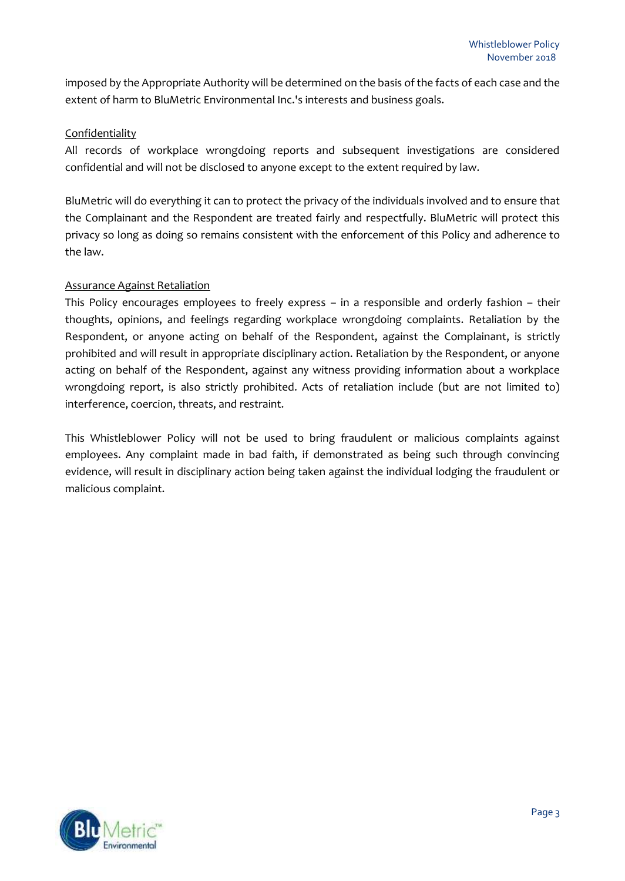imposed by the Appropriate Authority will be determined on the basis of the facts of each case and the extent of harm to BluMetric Environmental Inc.'s interests and business goals.

<u>Confidentiality</u>

All records of workplace wrongdoing reports and subsequent investigations are considered confidential and will not be disclosed to anyone except to the extent required by law.

BluMetric will do everything it can to protect the privacy of the individuals involved and to ensure that the Complainant and the Respondent are treated fairly and respectfully. BluMetric will protect this privacy so long as doing so remains consistent with the enforcement of this Policy and adherence to the law.

<u>Assurance Against Retaliation</u>

This Policy encourages employees to freely express – in a responsible and orderly fashion – their thoughts, opinions, and feelings regarding workplace wrongdoing complaints. Retaliation by the Respondent, or anyone acting on behalf of the Respondent, against the Complainant, is strictly prohibited and will result in appropriate disciplinary action. Retaliation by the Respondent, or anyone acting on behalf of the Respondent, against any witness providing information about a workplace wrongdoing report, is also strictly prohibited. Acts of retaliation include (but are not limited to) interference, coercion, threats, and restraint.

This Whistleblower Policy will not be used to bring fraudulent or malicious complaints against employees. Any complaint made in bad faith, if demonstrated as being such through convincing evidence, will result in disciplinary action being taken against the individual lodging the fraudulent or malicious complaint.